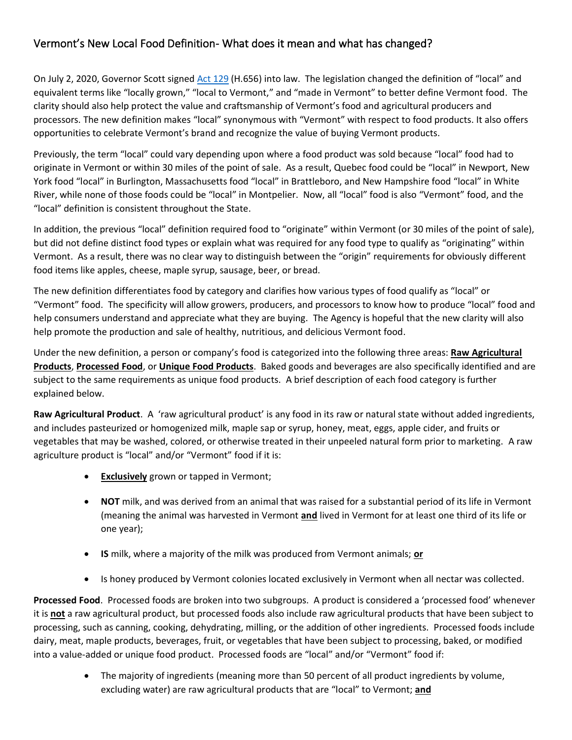## Vermont's New Local Food Definition- What does it mean and what has changed?

On July 2, 2020, Governor Scott signed [Act 129](Act 129) (H.656) into law. The legislation changed the definition of "local" and equivalent terms like "locally grown," "local to Vermont," and "made in Vermont" to better define Vermont food. The clarity should also help protect the value and craftsmanship of Vermont's food and agricultural producers and processors. The new definition makes "local" synonymous with "Vermont" with respect to food products. It also offers opportunities to celebrate Vermont's brand and recognize the value of buying Vermont products.

Previously, the term "local" could vary depending upon where a food product was sold because "local" food had to originate in Vermont or within 30 miles of the point of sale. As a result, Quebec food could be "local" in Newport, New York food "local" in Burlington, Massachusetts food "local" in Brattleboro, and New Hampshire food "local" in White River, while none of those foods could be "local" in Montpelier. Now, all "local" food is also "Vermont" food, and the "local" definition is consistent throughout the State.

In addition, the previous "local" definition required food to "originate" within Vermont (or 30 miles of the point of sale), but did not define distinct food types or explain what was required for any food type to qualify as "originating" within Vermont. As a result, there was no clear way to distinguish between the "origin" requirements for obviously different food items like apples, cheese, maple syrup, sausage, beer, or bread.

The new definition differentiates food by category and clarifies how various types of food qualify as "local" or "Vermont" food. The specificity will allow growers, producers, and processors to know how to produce "local" food and help consumers understand and appreciate what they are buying. The Agency is hopeful that the new clarity will also help promote the production and sale of healthy, nutritious, and delicious Vermont food.

Under the new definition, a person or company's food is categorized into the following three areas: **Raw Agricultural Products**, **Processed Food**, or **Unique Food Products**. Baked goods and beverages are also specifically identified and are subject to the same requirements as unique food products. A brief description of each food category is further explained below.

**Raw Agricultural Product**. A 'raw agricultural product' is any food in its raw or natural state without added ingredients, and includes pasteurized or homogenized milk, maple sap or syrup, honey, meat, eggs, apple cider, and fruits or vegetables that may be washed, colored, or otherwise treated in their unpeeled natural form prior to marketing. A raw agriculture product is "local" and/or "Vermont" food if it is:

- **Exclusively** grown or tapped in Vermont;
- **NOT** milk, and was derived from an animal that was raised for a substantial period of its life in Vermont (meaning the animal was harvested in Vermont **and** lived in Vermont for at least one third of its life or one year);
- **IS** milk, where a majority of the milk was produced from Vermont animals; **or**
- Is honey produced by Vermont colonies located exclusively in Vermont when all nectar was collected.

**Processed Food**. Processed foods are broken into two subgroups. A product is considered a 'processed food' whenever it is **not** a raw agricultural product, but processed foods also include raw agricultural products that have been subject to processing, such as canning, cooking, dehydrating, milling, or the addition of other ingredients. Processed foods include dairy, meat, maple products, beverages, fruit, or vegetables that have been subject to processing, baked, or modified into a value-added or unique food product. Processed foods are "local" and/or "Vermont" food if:

- The majority of ingredients (meaning more than 50 percent of all product ingredients by volume, excluding water) are raw agricultural products that are "local" to Vermont; **and**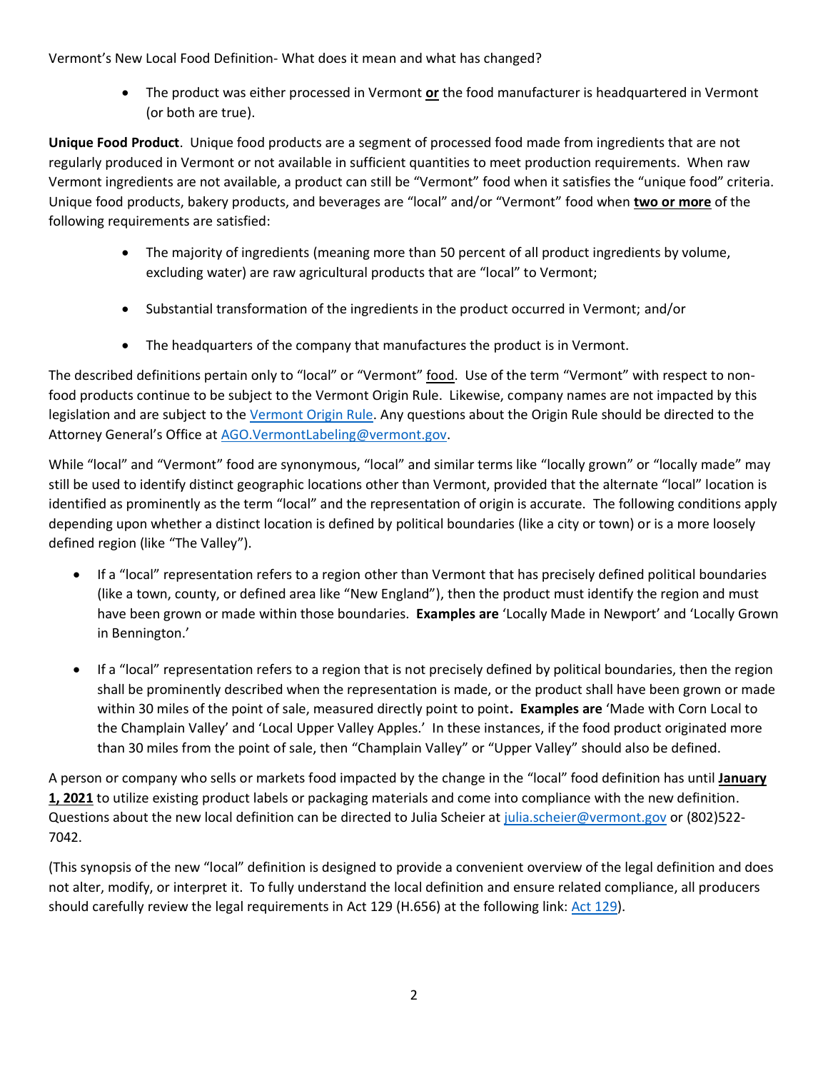Vermont's New Local Food Definition- What does it mean and what has changed?

- The product was either processed in Vermont **or** the food manufacturer is headquartered in Vermont (or both are true).

**Unique Food Product**. Unique food products are a segment of processed food made from ingredients that are not regularly produced in Vermont or not available in sufficient quantities to meet production requirements. When raw Vermont ingredients are not available, a product can still be "Vermont" food when it satisfies the "unique food" criteria. Unique food products, bakery products, and beverages are "local" and/or "Vermont" food when **two or more** of the following requirements are satisfied:

- The majority of ingredients (meaning more than 50 percent of all product ingredients by volume, excluding water) are raw agricultural products that are "local" to Vermont;
- Substantial transformation of the ingredients in the product occurred in Vermont; and/or
- The headquarters of the company that manufactures the product is in Vermont.

The described definitions pertain only to "local" or "Vermont" food. Use of the term "Vermont" with respect to non-food products continue to be subject to the Vermont Origin Rule. Likewise, company names are not impacted by this legislation and are subject to the [Vermont Origin Rule](). Any questions about the Origin Rule should be directed to the Attorney General's Office at [AGO.VermontLabeling@vermont.gov](mailto:AGO.VermontLabeling@vermont.gov).

While "local" and "Vermont" food are synonymous, "local" and similar terms like "locally grown" or "locally made" may still be used to identify distinct geographic locations other than Vermont, provided that the alternate "local" location is identified as prominently as the term "local" and the representation of origin is accurate. The following conditions apply depending upon whether a distinct location is defined by political boundaries (like a city or town) or is a more loosely defined region (like "The Valley").

- If a "local" representation refers to a region other than Vermont that has precisely defined political boundaries (like a town, county, or defined area like "New England"), then the product must identify the region and must have been grown or made within those boundaries. **Examples are** 'Locally Made in Newport' and 'Locally Grown in Bennington.'
- If a "local" representation refers to a region that is not precisely defined by political boundaries, then the region shall be prominently described when the representation is made, or the product shall have been grown or made within 30 miles of the point of sale, measured directly point to point**. Examples are** 'Made with Corn Local to the Champlain Valley' and 'Local Upper Valley Apples.' In these instances, if the food product originated more than 30 miles from the point of sale, then "Champlain Valley" or "Upper Valley" should also be defined.

A person or company who sells or markets food impacted by the change in the "local" food definition has until **January 1, 2021** to utilize existing product labels or packaging materials and come into compliance with the new definition. Questions about the new local definition can be directed to Julia Scheier at [julia.scheier@vermont.gov](mailto:julia.scheier@vermont.gov) or (802)522-7042.

(This synopsis of the new "local" definition is designed to provide a convenient overview of the legal definition and does not alter, modify, or interpret it. To fully understand the local definition and ensure related compliance, all producers should carefully review the legal requirements in Act 129 (H.656) at the following link: [Act 129]()).